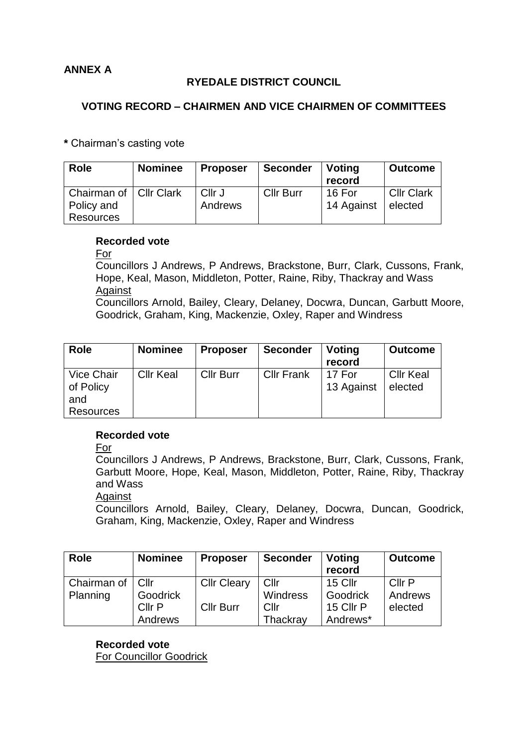**ANNEX A**

**RYEDALE DISTRICT COUNCIL**

**VOTING RECORD – CHAIRMEN AND VICE CHAIRMEN OF COMMITTEES**

* Chairman's casting vote

| Role | Nominee | Proposer | Seconder | Voting record | Outcome |
|---|---|---|---|---|---|
| Chairman of Policy and Resources | Cllr Clark | Cllr J Andrews | Cllr Burr | 16 For<br>14 Against | Cllr Clark elected |

**Recorded vote**

For

Councillors J Andrews, P Andrews, Brackstone, Burr, Clark, Cussons, Frank, Hope, Keal, Mason, Middleton, Potter, Raine, Riby, Thackray and Wass

Against

Councillors Arnold, Bailey, Cleary, Delaney, Docwra, Duncan, Garbutt Moore, Goodrick, Graham, King, Mackenzie, Oxley, Raper and Windress

| Role | Nominee | Proposer | Seconder | Voting record | Outcome |
|---|---|---|---|---|---|
| Vice Chair of Policy and Resources | Cllr Keal | Cllr Burr | Cllr Frank | 17 For<br>13 Against | Cllr Keal elected |

**Recorded vote**

For

Councillors J Andrews, P Andrews, Brackstone, Burr, Clark, Cussons, Frank, Garbutt Moore, Hope, Keal, Mason, Middleton, Potter, Raine, Riby, Thackray and Wass

Against

Councillors Arnold, Bailey, Cleary, Delaney, Docwra, Duncan, Goodrick, Graham, King, Mackenzie, Oxley, Raper and Windress

| Role | Nominee | Proposer | Seconder | Voting record | Outcome |
|---|---|---|---|---|---|
| Chairman of Planning | Cllr Goodrick<br>Cllr P Andrews | Cllr Cleary<br>Cllr Burr | Cllr Windress<br>Cllr Thackray | 15 Cllr Goodrick<br>15 Cllr P Andrews* | Cllr P Andrews elected |

**Recorded vote**

For Councillor Goodrick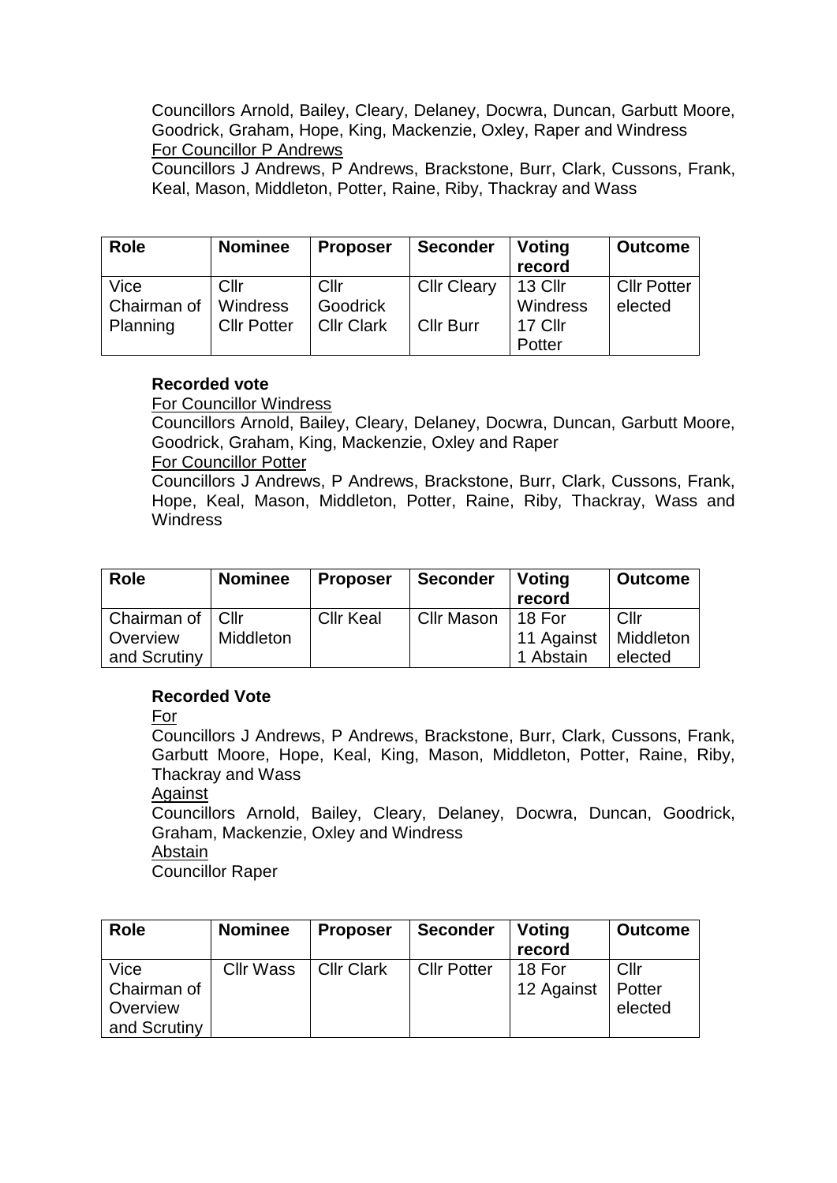Councillors Arnold, Bailey, Cleary, Delaney, Docwra, Duncan, Garbutt Moore, Goodrick, Graham, Hope, King, Mackenzie, Oxley, Raper and Windress

For Councillor P Andrews

Councillors J Andrews, P Andrews, Brackstone, Burr, Clark, Cussons, Frank, Keal, Mason, Middleton, Potter, Raine, Riby, Thackray and Wass

| Role | Nominee | Proposer | Seconder | Voting record | Outcome |
|---|---|---|---|---|---|
| Vice Chairman of Planning | Cllr Windress<br>Cllr Potter | Cllr Goodrick<br>Cllr Clark | Cllr Cleary<br>Cllr Burr | 13 Cllr Windress<br>17 Cllr Potter | Cllr Potter elected |

**Recorded vote**

For Councillor Windress

Councillors Arnold, Bailey, Cleary, Delaney, Docwra, Duncan, Garbutt Moore, Goodrick, Graham, King, Mackenzie, Oxley and Raper

For Councillor Potter

Councillors J Andrews, P Andrews, Brackstone, Burr, Clark, Cussons, Frank, Hope, Keal, Mason, Middleton, Potter, Raine, Riby, Thackray, Wass and Windress

| Role | Nominee | Proposer | Seconder | Voting record | Outcome |
|---|---|---|---|---|---|
| Chairman of Overview and Scrutiny | Cllr Middleton | Cllr Keal | Cllr Mason | 18 For<br>11 Against<br>1 Abstain | Cllr Middleton elected |

**Recorded Vote**

For

Councillors J Andrews, P Andrews, Brackstone, Burr, Clark, Cussons, Frank, Garbutt Moore, Hope, Keal, King, Mason, Middleton, Potter, Raine, Riby, Thackray and Wass

Against

Councillors Arnold, Bailey, Cleary, Delaney, Docwra, Duncan, Goodrick, Graham, Mackenzie, Oxley and Windress

Abstain

Councillor Raper

| Role | Nominee | Proposer | Seconder | Voting record | Outcome |
|---|---|---|---|---|---|
| Vice Chairman of Overview and Scrutiny | Cllr Wass | Cllr Clark | Cllr Potter | 18 For<br>12 Against | Cllr Potter elected |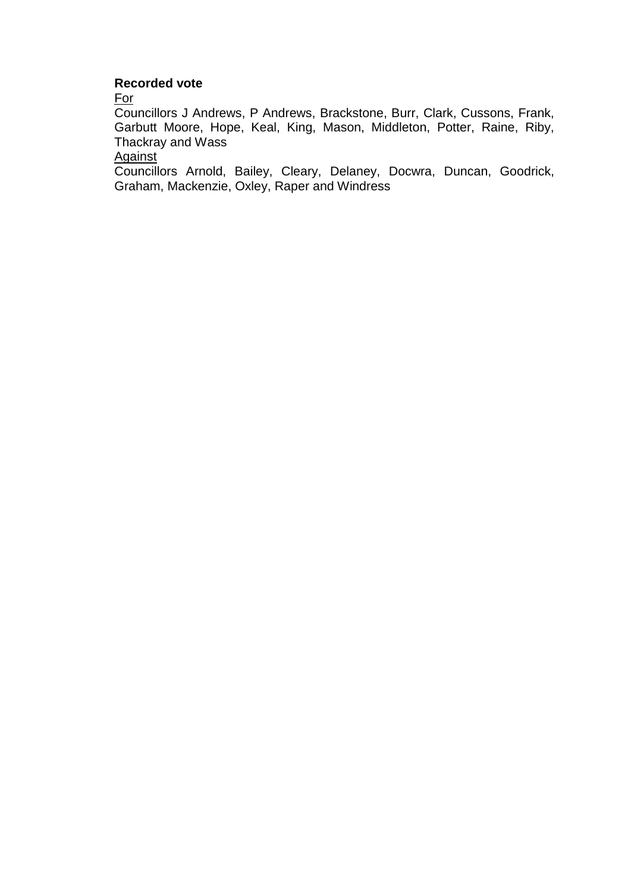**Recorded vote**

For

Councillors J Andrews, P Andrews, Brackstone, Burr, Clark, Cussons, Frank, Garbutt Moore, Hope, Keal, King, Mason, Middleton, Potter, Raine, Riby, Thackray and Wass

Against

Councillors Arnold, Bailey, Cleary, Delaney, Docwra, Duncan, Goodrick, Graham, Mackenzie, Oxley, Raper and Windress